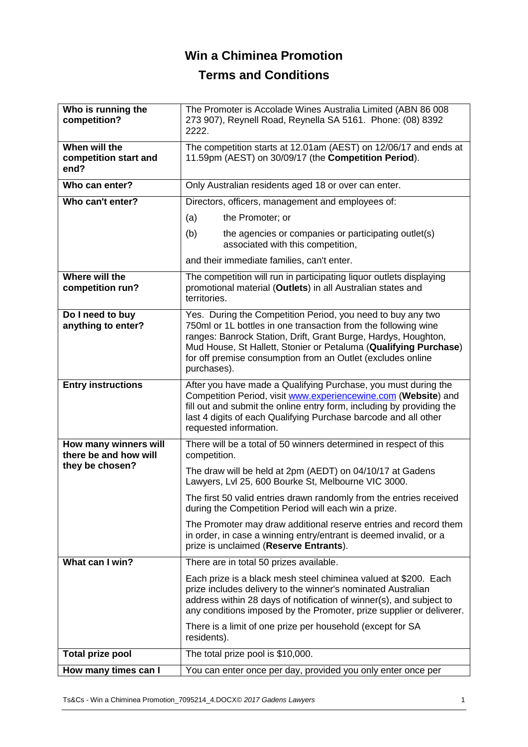# Win a Chiminea Promotion

# Terms and Conditions

| | |
|---|---|
| **Who is running the competition?** | The Promoter is Accolade Wines Australia Limited (ABN 86 008 273 907), Reynell Road, Reynella SA 5161. Phone: (08) 8392 2222. |
| **When will the competition start and end?** | The competition starts at 12.01am (AEST) on 12/06/17 and ends at 11.59pm (AEST) on 30/09/17 (the **Competition Period**). |
| **Who can enter?** | Only Australian residents aged 18 or over can enter. |
| **Who can't enter?** | Directors, officers, management and employees of:<br>(a) the Promoter; or<br>(b) the agencies or companies or participating outlet(s) associated with this competition,<br>and their immediate families, can't enter. |
| **Where will the competition run?** | The competition will run in participating liquor outlets displaying promotional material (**Outlets**) in all Australian states and territories. |
| **Do I need to buy anything to enter?** | Yes. During the Competition Period, you need to buy any two 750ml or 1L bottles in one transaction from the following wine ranges: Banrock Station, Drift, Grant Burge, Hardys, Houghton, Mud House, St Hallett, Stonier or Petaluma (**Qualifying Purchase**) for off premise consumption from an Outlet (excludes online purchases). |
| **Entry instructions** | After you have made a Qualifying Purchase, you must during the Competition Period, visit www.experiencewine.com (**Website**) and fill out and submit the online entry form, including by providing the last 4 digits of each Qualifying Purchase barcode and all other requested information. |
| **How many winners will there be and how will they be chosen?** | There will be a total of 50 winners determined in respect of this competition.<br>The draw will be held at 2pm (AEDT) on 04/10/17 at Gadens Lawyers, Lvl 25, 600 Bourke St, Melbourne VIC 3000.<br>The first 50 valid entries drawn randomly from the entries received during the Competition Period will each win a prize.<br>The Promoter may draw additional reserve entries and record them in order, in case a winning entry/entrant is deemed invalid, or a prize is unclaimed (**Reserve Entrants**). |
| **What can I win?** | There are in total 50 prizes available.<br>Each prize is a black mesh steel chiminea valued at $200. Each prize includes delivery to the winner's nominated Australian address within 28 days of notification of winner(s), and subject to any conditions imposed by the Promoter, prize supplier or deliverer.<br>There is a limit of one prize per household (except for SA residents). |
| **Total prize pool** | The total prize pool is $10,000. |
| **How many times can I** | You can enter once per day, provided you only enter once per |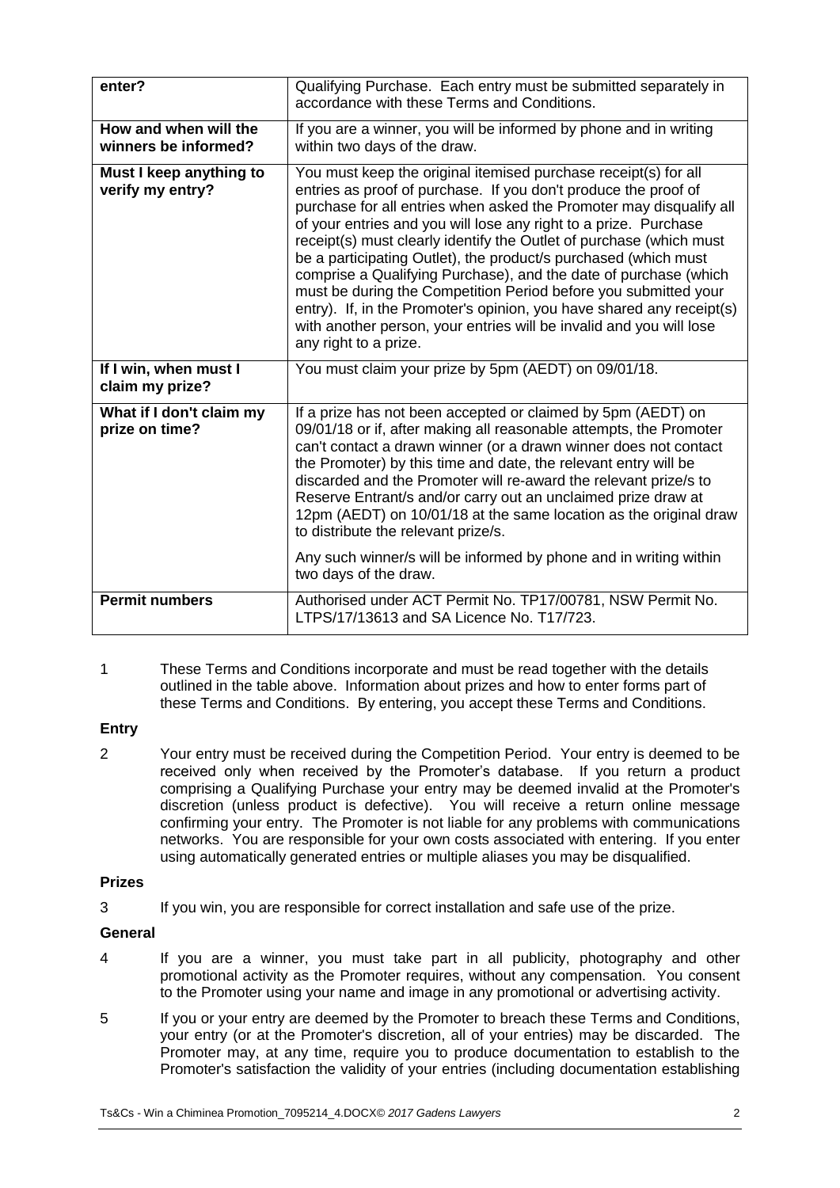| enter? | Qualifying Purchase. Each entry must be submitted separately in accordance with these Terms and Conditions. |
| --- | --- |
| **How and when will the winners be informed?** | If you are a winner, you will be informed by phone and in writing within two days of the draw. |
| **Must I keep anything to verify my entry?** | You must keep the original itemised purchase receipt(s) for all entries as proof of purchase. If you don't produce the proof of purchase for all entries when asked the Promoter may disqualify all of your entries and you will lose any right to a prize. Purchase receipt(s) must clearly identify the Outlet of purchase (which must be a participating Outlet), the product/s purchased (which must comprise a Qualifying Purchase), and the date of purchase (which must be during the Competition Period before you submitted your entry). If, in the Promoter's opinion, you have shared any receipt(s) with another person, your entries will be invalid and you will lose any right to a prize. |
| **If I win, when must I claim my prize?** | You must claim your prize by 5pm (AEDT) on 09/01/18. |
| **What if I don't claim my prize on time?** | If a prize has not been accepted or claimed by 5pm (AEDT) on 09/01/18 or if, after making all reasonable attempts, the Promoter can't contact a drawn winner (or a drawn winner does not contact the Promoter) by this time and date, the relevant entry will be discarded and the Promoter will re-award the relevant prize/s to Reserve Entrant/s and/or carry out an unclaimed prize draw at 12pm (AEDT) on 10/01/18 at the same location as the original draw to distribute the relevant prize/s.<br><br>Any such winner/s will be informed by phone and in writing within two days of the draw. |
| **Permit numbers** | Authorised under ACT Permit No. TP17/00781, NSW Permit No. LTPS/17/13613 and SA Licence No. T17/723. |

1 These Terms and Conditions incorporate and must be read together with the details outlined in the table above. Information about prizes and how to enter forms part of these Terms and Conditions. By entering, you accept these Terms and Conditions.

**Entry**

2 Your entry must be received during the Competition Period. Your entry is deemed to be received only when received by the Promoter's database. If you return a product comprising a Qualifying Purchase your entry may be deemed invalid at the Promoter's discretion (unless product is defective). You will receive a return online message confirming your entry. The Promoter is not liable for any problems with communications networks. You are responsible for your own costs associated with entering. If you enter using automatically generated entries or multiple aliases you may be disqualified.

**Prizes**

3 If you win, you are responsible for correct installation and safe use of the prize.

**General**

4 If you are a winner, you must take part in all publicity, photography and other promotional activity as the Promoter requires, without any compensation. You consent to the Promoter using your name and image in any promotional or advertising activity.

5 If you or your entry are deemed by the Promoter to breach these Terms and Conditions, your entry (or at the Promoter's discretion, all of your entries) may be discarded. The Promoter may, at any time, require you to produce documentation to establish to the Promoter's satisfaction the validity of your entries (including documentation establishing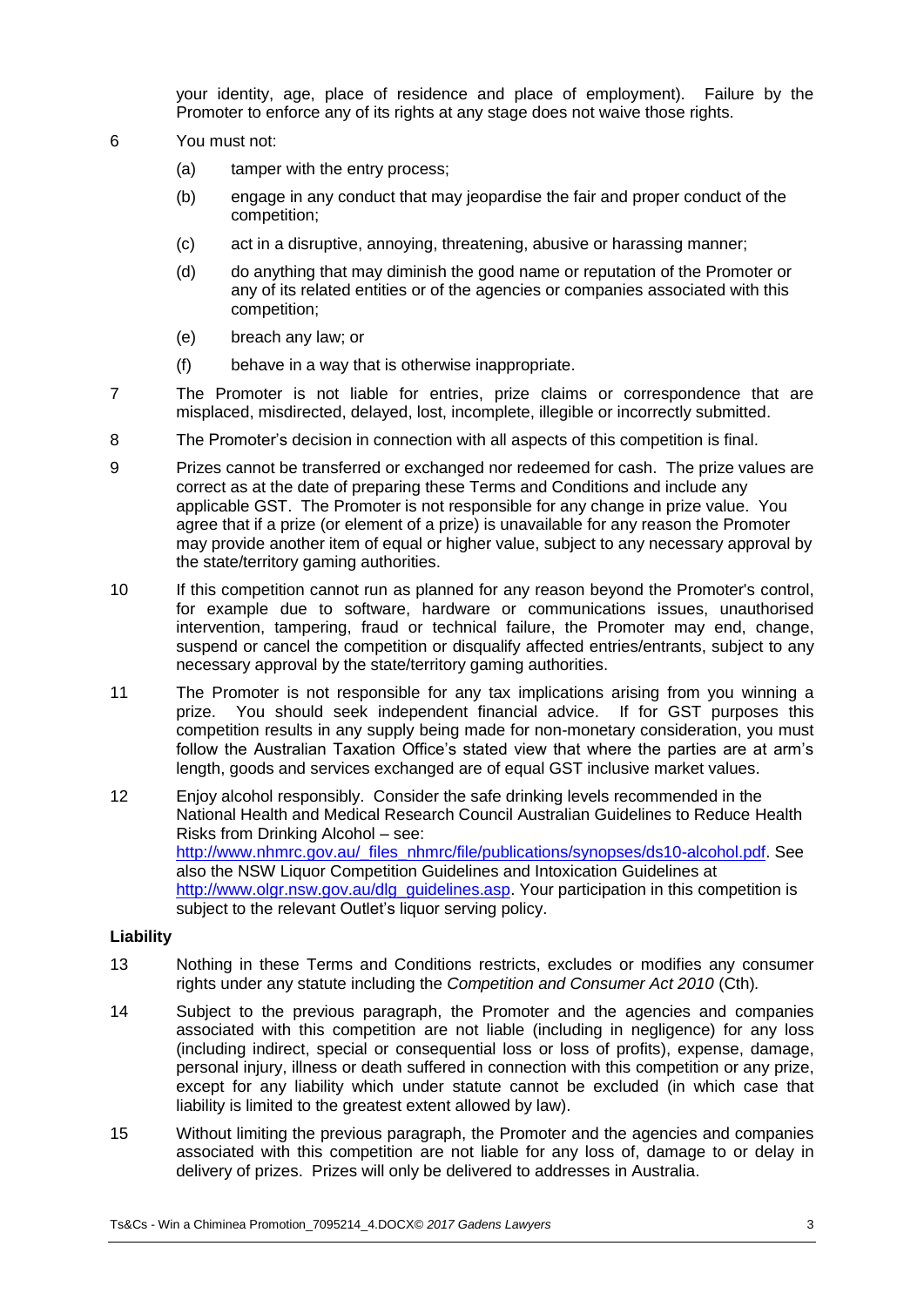your identity, age, place of residence and place of employment). Failure by the Promoter to enforce any of its rights at any stage does not waive those rights.

6 You must not:

   (a) tamper with the entry process;

   (b) engage in any conduct that may jeopardise the fair and proper conduct of the competition;

   (c) act in a disruptive, annoying, threatening, abusive or harassing manner;

   (d) do anything that may diminish the good name or reputation of the Promoter or any of its related entities or of the agencies or companies associated with this competition;

   (e) breach any law; or

   (f) behave in a way that is otherwise inappropriate.

7 The Promoter is not liable for entries, prize claims or correspondence that are misplaced, misdirected, delayed, lost, incomplete, illegible or incorrectly submitted.

8 The Promoter's decision in connection with all aspects of this competition is final.

9 Prizes cannot be transferred or exchanged nor redeemed for cash. The prize values are correct as at the date of preparing these Terms and Conditions and include any applicable GST. The Promoter is not responsible for any change in prize value. You agree that if a prize (or element of a prize) is unavailable for any reason the Promoter may provide another item of equal or higher value, subject to any necessary approval by the state/territory gaming authorities.

10 If this competition cannot run as planned for any reason beyond the Promoter's control, for example due to software, hardware or communications issues, unauthorised intervention, tampering, fraud or technical failure, the Promoter may end, change, suspend or cancel the competition or disqualify affected entries/entrants, subject to any necessary approval by the state/territory gaming authorities.

11 The Promoter is not responsible for any tax implications arising from you winning a prize. You should seek independent financial advice. If for GST purposes this competition results in any supply being made for non-monetary consideration, you must follow the Australian Taxation Office's stated view that where the parties are at arm's length, goods and services exchanged are of equal GST inclusive market values.

12 Enjoy alcohol responsibly. Consider the safe drinking levels recommended in the National Health and Medical Research Council Australian Guidelines to Reduce Health Risks from Drinking Alcohol – see: [http://www.nhmrc.gov.au/_files_nhmrc/file/publications/synopses/ds10-alcohol.pdf](http://www.nhmrc.gov.au/_files_nhmrc/file/publications/synopses/ds10-alcohol.pdf). See also the NSW Liquor Competition Guidelines and Intoxication Guidelines at [http://www.olgr.nsw.gov.au/dlg_guidelines.asp](http://www.olgr.nsw.gov.au/dlg_guidelines.asp). Your participation in this competition is subject to the relevant Outlet's liquor serving policy.

**Liability**

13 Nothing in these Terms and Conditions restricts, excludes or modifies any consumer rights under any statute including the *Competition and Consumer Act 2010* (Cth).

14 Subject to the previous paragraph, the Promoter and the agencies and companies associated with this competition are not liable (including in negligence) for any loss (including indirect, special or consequential loss or loss of profits), expense, damage, personal injury, illness or death suffered in connection with this competition or any prize, except for any liability which under statute cannot be excluded (in which case that liability is limited to the greatest extent allowed by law).

15 Without limiting the previous paragraph, the Promoter and the agencies and companies associated with this competition are not liable for any loss of, damage to or delay in delivery of prizes. Prizes will only be delivered to addresses in Australia.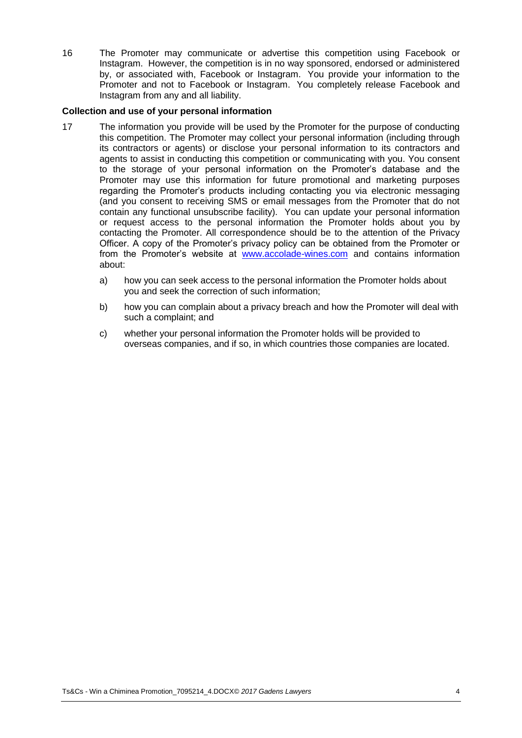16 The Promoter may communicate or advertise this competition using Facebook or Instagram. However, the competition is in no way sponsored, endorsed or administered by, or associated with, Facebook or Instagram. You provide your information to the Promoter and not to Facebook or Instagram. You completely release Facebook and Instagram from any and all liability.

**Collection and use of your personal information**

17 The information you provide will be used by the Promoter for the purpose of conducting this competition. The Promoter may collect your personal information (including through its contractors or agents) or disclose your personal information to its contractors and agents to assist in conducting this competition or communicating with you. You consent to the storage of your personal information on the Promoter's database and the Promoter may use this information for future promotional and marketing purposes regarding the Promoter's products including contacting you via electronic messaging (and you consent to receiving SMS or email messages from the Promoter that do not contain any functional unsubscribe facility). You can update your personal information or request access to the personal information the Promoter holds about you by contacting the Promoter. All correspondence should be to the attention of the Privacy Officer. A copy of the Promoter's privacy policy can be obtained from the Promoter or from the Promoter's website at [www.accolade-wines.com](http://www.accolade-wines.com) and contains information about:

a) how you can seek access to the personal information the Promoter holds about you and seek the correction of such information;

b) how you can complain about a privacy breach and how the Promoter will deal with such a complaint; and

c) whether your personal information the Promoter holds will be provided to overseas companies, and if so, in which countries those companies are located.